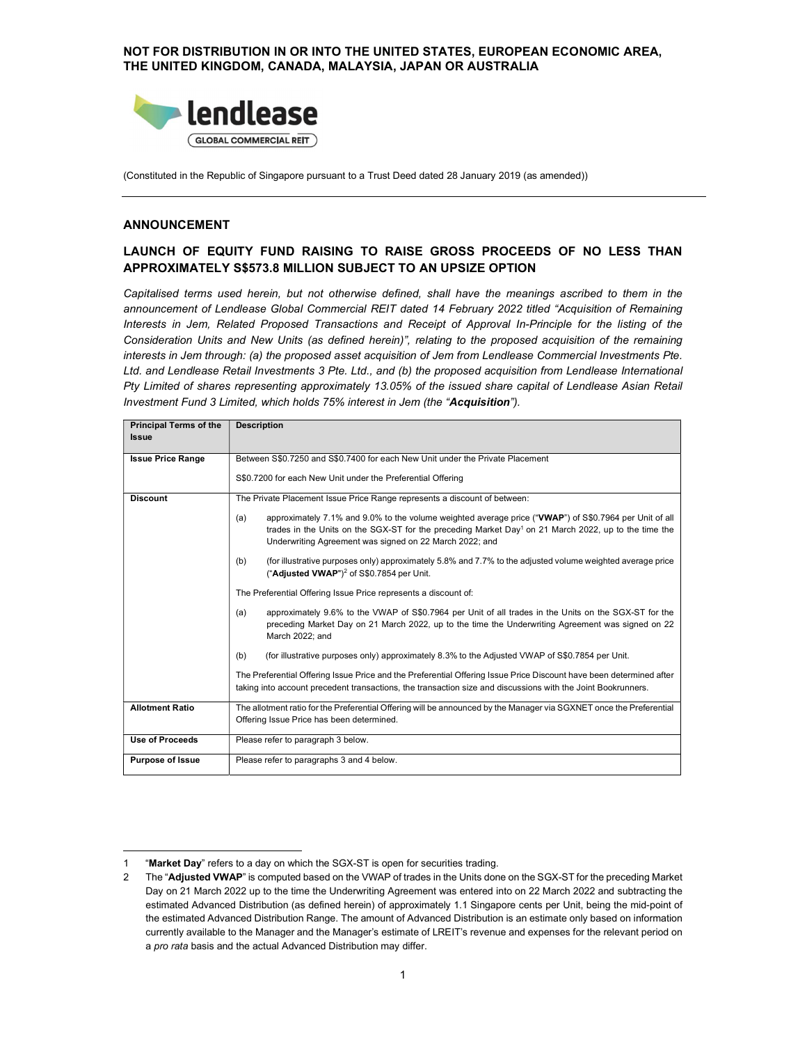**NOT FOR DISTRIBUTION IN OR INTO THE UNITED STATES, EUROPEAN ECONOMIC AREA, THE UNITED KINGDOM, CANADA, MALAYSIA, JAPAN OR AUSTRALIA**

lendlease GLOBAL COMMERCIAL REIT

(Constituted in the Republic of Singapore pursuant to a Trust Deed dated 28 January 2019 (as amended))

## ANNOUNCEMENT

## LAUNCH OF EQUITY FUND RAISING TO RAISE GROSS PROCEEDS OF NO LESS THAN APPROXIMATELY S$573.8 MILLION SUBJECT TO AN UPSIZE OPTION

*Capitalised terms used herein, but not otherwise defined, shall have the meanings ascribed to them in the announcement of Lendlease Global Commercial REIT dated 14 February 2022 titled "Acquisition of Remaining Interests in Jem, Related Proposed Transactions and Receipt of Approval In-Principle for the listing of the Consideration Units and New Units (as defined herein)", relating to the proposed acquisition of the remaining interests in Jem through: (a) the proposed asset acquisition of Jem from Lendlease Commercial Investments Pte. Ltd. and Lendlease Retail Investments 3 Pte. Ltd., and (b) the proposed acquisition from Lendlease International Pty Limited of shares representing approximately 13.05% of the issued share capital of Lendlease Asian Retail Investment Fund 3 Limited, which holds 75% interest in Jem (the "**Acquisition**").*

| Principal Terms of the Issue | Description |
|---|---|
| **Issue Price Range** | Between S$0.7250 and S$0.7400 for each New Unit under the Private Placement<br><br>S$0.7200 for each New Unit under the Preferential Offering |
| **Discount** | The Private Placement Issue Price Range represents a discount of between:<br><br>(a) approximately 7.1% and 9.0% to the volume weighted average price ("**VWAP**") of S$0.7964 per Unit of all trades in the Units on the SGX-ST for the preceding Market Day[1] on 21 March 2022, up to the time the Underwriting Agreement was signed on 22 March 2022; and<br><br>(b) (for illustrative purposes only) approximately 5.8% and 7.7% to the adjusted volume weighted average price ("**Adjusted VWAP**")[2] of S$0.7854 per Unit.<br><br>The Preferential Offering Issue Price represents a discount of:<br><br>(a) approximately 9.6% to the VWAP of S$0.7964 per Unit of all trades in the Units on the SGX-ST for the preceding Market Day on 21 March 2022, up to the time the Underwriting Agreement was signed on 22 March 2022; and<br><br>(b) (for illustrative purposes only) approximately 8.3% to the Adjusted VWAP of S$0.7854 per Unit.<br><br>The Preferential Offering Issue Price and the Preferential Offering Issue Price Discount have been determined after taking into account precedent transactions, the transaction size and discussions with the Joint Bookrunners. |
| **Allotment Ratio** | The allotment ratio for the Preferential Offering will be announced by the Manager via SGXNET once the Preferential Offering Issue Price has been determined. |
| **Use of Proceeds** | Please refer to paragraph 3 below. |
| **Purpose of Issue** | Please refer to paragraphs 3 and 4 below. |

1 "**Market Day**" refers to a day on which the SGX-ST is open for securities trading.

2 The "**Adjusted VWAP**" is computed based on the VWAP of trades in the Units done on the SGX-ST for the preceding Market Day on 21 March 2022 up to the time the Underwriting Agreement was entered into on 22 March 2022 and subtracting the estimated Advanced Distribution (as defined herein) of approximately 1.1 Singapore cents per Unit, being the mid-point of the estimated Advanced Distribution Range. The amount of Advanced Distribution is an estimate only based on information currently available to the Manager and the Manager's estimate of LREIT's revenue and expenses for the relevant period on a *pro rata* basis and the actual Advanced Distribution may differ.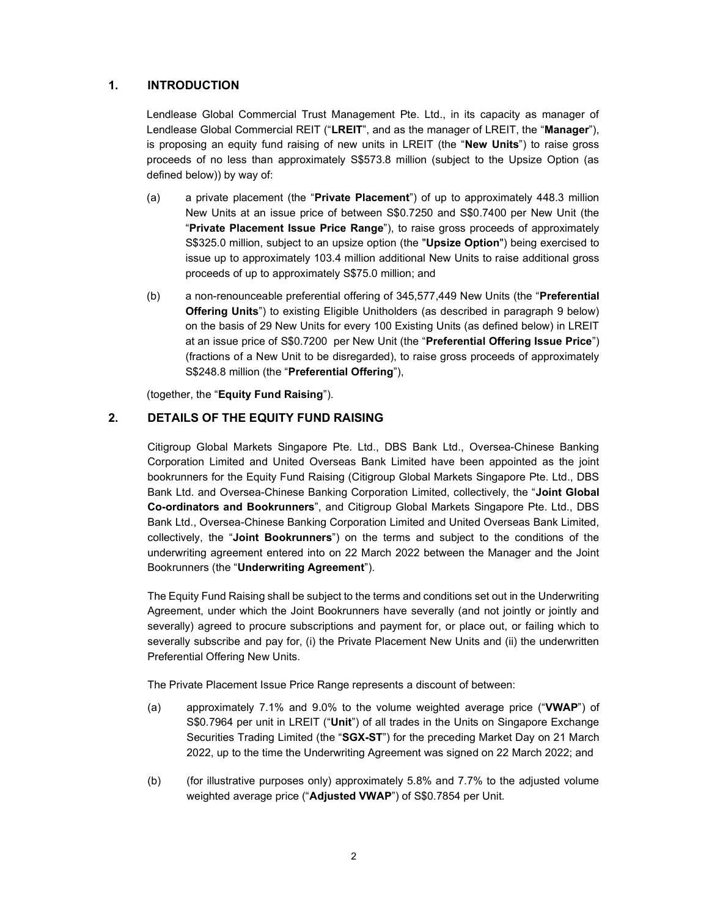## 1. INTRODUCTION

Lendlease Global Commercial Trust Management Pte. Ltd., in its capacity as manager of Lendlease Global Commercial REIT ("**LREIT**", and as the manager of LREIT, the "**Manager**"), is proposing an equity fund raising of new units in LREIT (the "**New Units**") to raise gross proceeds of no less than approximately S$573.8 million (subject to the Upsize Option (as defined below)) by way of:

(a) a private placement (the "**Private Placement**") of up to approximately 448.3 million New Units at an issue price of between S$0.7250 and S$0.7400 per New Unit (the "**Private Placement Issue Price Range**"), to raise gross proceeds of approximately S$325.0 million, subject to an upsize option (the "**Upsize Option**") being exercised to issue up to approximately 103.4 million additional New Units to raise additional gross proceeds of up to approximately S$75.0 million; and

(b) a non-renounceable preferential offering of 345,577,449 New Units (the "**Preferential Offering Units**") to existing Eligible Unitholders (as described in paragraph 9 below) on the basis of 29 New Units for every 100 Existing Units (as defined below) in LREIT at an issue price of S$0.7200 per New Unit (the "**Preferential Offering Issue Price**") (fractions of a New Unit to be disregarded), to raise gross proceeds of approximately S$248.8 million (the "**Preferential Offering**"),

(together, the "**Equity Fund Raising**").

## 2. DETAILS OF THE EQUITY FUND RAISING

Citigroup Global Markets Singapore Pte. Ltd., DBS Bank Ltd., Oversea-Chinese Banking Corporation Limited and United Overseas Bank Limited have been appointed as the joint bookrunners for the Equity Fund Raising (Citigroup Global Markets Singapore Pte. Ltd., DBS Bank Ltd. and Oversea-Chinese Banking Corporation Limited, collectively, the "**Joint Global Co-ordinators and Bookrunners**", and Citigroup Global Markets Singapore Pte. Ltd., DBS Bank Ltd., Oversea-Chinese Banking Corporation Limited and United Overseas Bank Limited, collectively, the "**Joint Bookrunners**") on the terms and subject to the conditions of the underwriting agreement entered into on 22 March 2022 between the Manager and the Joint Bookrunners (the "**Underwriting Agreement**").

The Equity Fund Raising shall be subject to the terms and conditions set out in the Underwriting Agreement, under which the Joint Bookrunners have severally (and not jointly or jointly and severally) agreed to procure subscriptions and payment for, or place out, or failing which to severally subscribe and pay for, (i) the Private Placement New Units and (ii) the underwritten Preferential Offering New Units.

The Private Placement Issue Price Range represents a discount of between:

(a) approximately 7.1% and 9.0% to the volume weighted average price ("**VWAP**") of S$0.7964 per unit in LREIT ("**Unit**") of all trades in the Units on Singapore Exchange Securities Trading Limited (the "**SGX-ST**") for the preceding Market Day on 21 March 2022, up to the time the Underwriting Agreement was signed on 22 March 2022; and

(b) (for illustrative purposes only) approximately 5.8% and 7.7% to the adjusted volume weighted average price ("**Adjusted VWAP**") of S$0.7854 per Unit.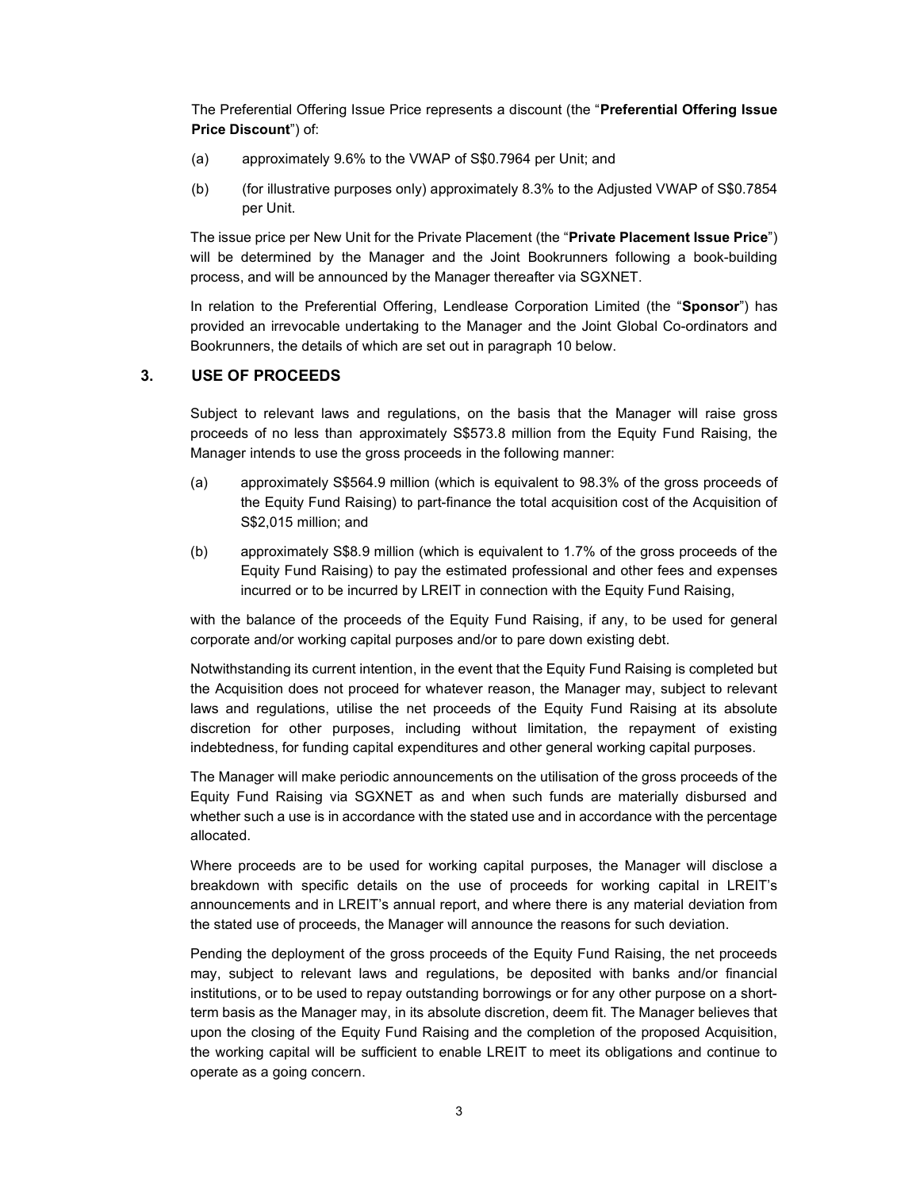The Preferential Offering Issue Price represents a discount (the "**Preferential Offering Issue Price Discount**") of:

(a) approximately 9.6% to the VWAP of S$0.7964 per Unit; and

(b) (for illustrative purposes only) approximately 8.3% to the Adjusted VWAP of S$0.7854 per Unit.

The issue price per New Unit for the Private Placement (the "**Private Placement Issue Price**") will be determined by the Manager and the Joint Bookrunners following a book-building process, and will be announced by the Manager thereafter via SGXNET.

In relation to the Preferential Offering, Lendlease Corporation Limited (the "**Sponsor**") has provided an irrevocable undertaking to the Manager and the Joint Global Co-ordinators and Bookrunners, the details of which are set out in paragraph 10 below.

## 3. USE OF PROCEEDS

Subject to relevant laws and regulations, on the basis that the Manager will raise gross proceeds of no less than approximately S$573.8 million from the Equity Fund Raising, the Manager intends to use the gross proceeds in the following manner:

(a) approximately S$564.9 million (which is equivalent to 98.3% of the gross proceeds of the Equity Fund Raising) to part-finance the total acquisition cost of the Acquisition of S$2,015 million; and

(b) approximately S$8.9 million (which is equivalent to 1.7% of the gross proceeds of the Equity Fund Raising) to pay the estimated professional and other fees and expenses incurred or to be incurred by LREIT in connection with the Equity Fund Raising,

with the balance of the proceeds of the Equity Fund Raising, if any, to be used for general corporate and/or working capital purposes and/or to pare down existing debt.

Notwithstanding its current intention, in the event that the Equity Fund Raising is completed but the Acquisition does not proceed for whatever reason, the Manager may, subject to relevant laws and regulations, utilise the net proceeds of the Equity Fund Raising at its absolute discretion for other purposes, including without limitation, the repayment of existing indebtedness, for funding capital expenditures and other general working capital purposes.

The Manager will make periodic announcements on the utilisation of the gross proceeds of the Equity Fund Raising via SGXNET as and when such funds are materially disbursed and whether such a use is in accordance with the stated use and in accordance with the percentage allocated.

Where proceeds are to be used for working capital purposes, the Manager will disclose a breakdown with specific details on the use of proceeds for working capital in LREIT's announcements and in LREIT's annual report, and where there is any material deviation from the stated use of proceeds, the Manager will announce the reasons for such deviation.

Pending the deployment of the gross proceeds of the Equity Fund Raising, the net proceeds may, subject to relevant laws and regulations, be deposited with banks and/or financial institutions, or to be used to repay outstanding borrowings or for any other purpose on a short-term basis as the Manager may, in its absolute discretion, deem fit. The Manager believes that upon the closing of the Equity Fund Raising and the completion of the proposed Acquisition, the working capital will be sufficient to enable LREIT to meet its obligations and continue to operate as a going concern.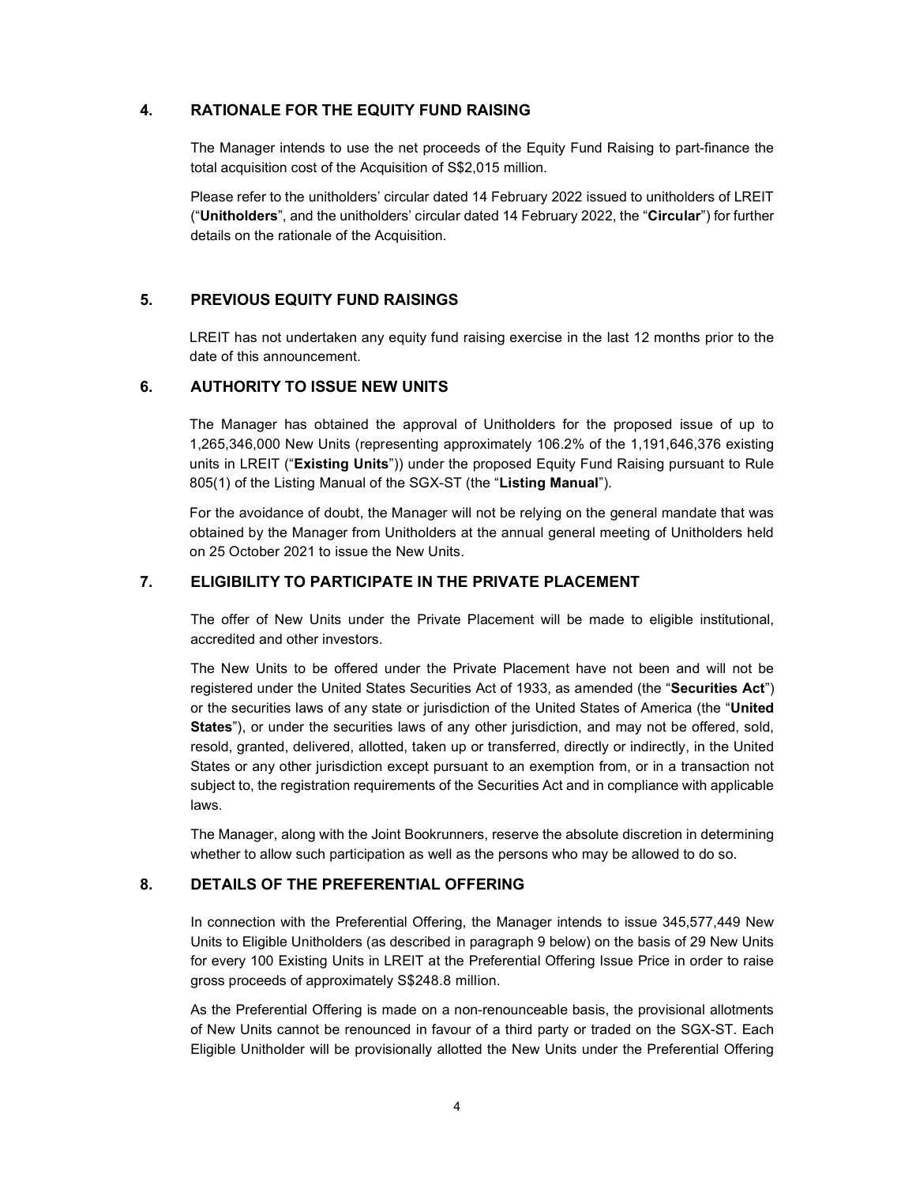## 4. RATIONALE FOR THE EQUITY FUND RAISING

The Manager intends to use the net proceeds of the Equity Fund Raising to part-finance the total acquisition cost of the Acquisition of S$2,015 million.

Please refer to the unitholders' circular dated 14 February 2022 issued to unitholders of LREIT ("**Unitholders**", and the unitholders' circular dated 14 February 2022, the "**Circular**") for further details on the rationale of the Acquisition.

## 5. PREVIOUS EQUITY FUND RAISINGS

LREIT has not undertaken any equity fund raising exercise in the last 12 months prior to the date of this announcement.

## 6. AUTHORITY TO ISSUE NEW UNITS

The Manager has obtained the approval of Unitholders for the proposed issue of up to 1,265,346,000 New Units (representing approximately 106.2% of the 1,191,646,376 existing units in LREIT ("**Existing Units**")) under the proposed Equity Fund Raising pursuant to Rule 805(1) of the Listing Manual of the SGX-ST (the "**Listing Manual**").

For the avoidance of doubt, the Manager will not be relying on the general mandate that was obtained by the Manager from Unitholders at the annual general meeting of Unitholders held on 25 October 2021 to issue the New Units.

## 7. ELIGIBILITY TO PARTICIPATE IN THE PRIVATE PLACEMENT

The offer of New Units under the Private Placement will be made to eligible institutional, accredited and other investors.

The New Units to be offered under the Private Placement have not been and will not be registered under the United States Securities Act of 1933, as amended (the "**Securities Act**") or the securities laws of any state or jurisdiction of the United States of America (the "**United States**"), or under the securities laws of any other jurisdiction, and may not be offered, sold, resold, granted, delivered, allotted, taken up or transferred, directly or indirectly, in the United States or any other jurisdiction except pursuant to an exemption from, or in a transaction not subject to, the registration requirements of the Securities Act and in compliance with applicable laws.

The Manager, along with the Joint Bookrunners, reserve the absolute discretion in determining whether to allow such participation as well as the persons who may be allowed to do so.

## 8. DETAILS OF THE PREFERENTIAL OFFERING

In connection with the Preferential Offering, the Manager intends to issue 345,577,449 New Units to Eligible Unitholders (as described in paragraph 9 below) on the basis of 29 New Units for every 100 Existing Units in LREIT at the Preferential Offering Issue Price in order to raise gross proceeds of approximately S$248.8 million.

As the Preferential Offering is made on a non-renounceable basis, the provisional allotments of New Units cannot be renounced in favour of a third party or traded on the SGX-ST. Each Eligible Unitholder will be provisionally allotted the New Units under the Preferential Offering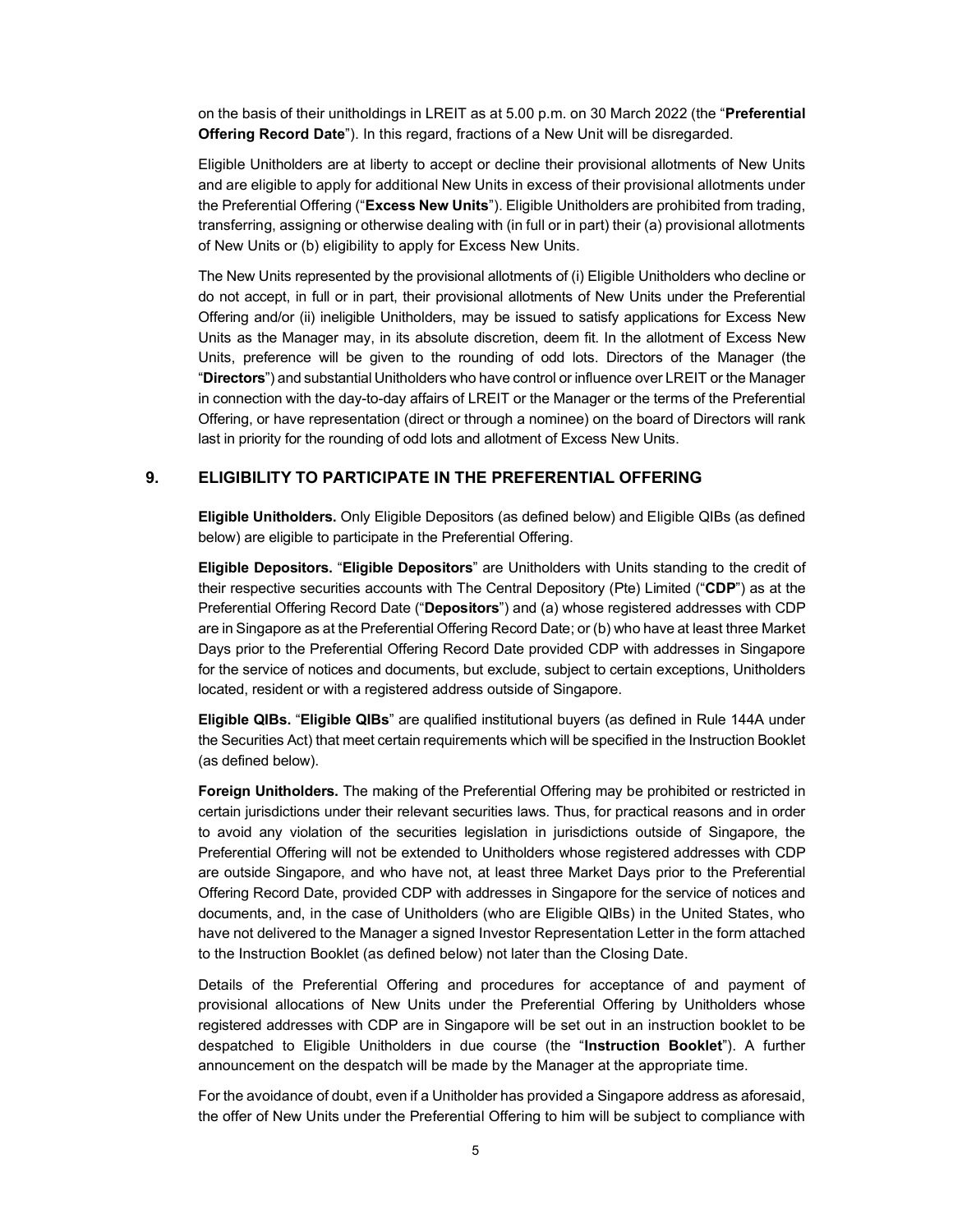on the basis of their unitholdings in LREIT as at 5.00 p.m. on 30 March 2022 (the "**Preferential Offering Record Date**"). In this regard, fractions of a New Unit will be disregarded.

Eligible Unitholders are at liberty to accept or decline their provisional allotments of New Units and are eligible to apply for additional New Units in excess of their provisional allotments under the Preferential Offering ("**Excess New Units**"). Eligible Unitholders are prohibited from trading, transferring, assigning or otherwise dealing with (in full or in part) their (a) provisional allotments of New Units or (b) eligibility to apply for Excess New Units.

The New Units represented by the provisional allotments of (i) Eligible Unitholders who decline or do not accept, in full or in part, their provisional allotments of New Units under the Preferential Offering and/or (ii) ineligible Unitholders, may be issued to satisfy applications for Excess New Units as the Manager may, in its absolute discretion, deem fit. In the allotment of Excess New Units, preference will be given to the rounding of odd lots. Directors of the Manager (the "**Directors**") and substantial Unitholders who have control or influence over LREIT or the Manager in connection with the day-to-day affairs of LREIT or the Manager or the terms of the Preferential Offering, or have representation (direct or through a nominee) on the board of Directors will rank last in priority for the rounding of odd lots and allotment of Excess New Units.

## 9. ELIGIBILITY TO PARTICIPATE IN THE PREFERENTIAL OFFERING

**Eligible Unitholders.** Only Eligible Depositors (as defined below) and Eligible QIBs (as defined below) are eligible to participate in the Preferential Offering.

**Eligible Depositors.** "**Eligible Depositors**" are Unitholders with Units standing to the credit of their respective securities accounts with The Central Depository (Pte) Limited ("**CDP**") as at the Preferential Offering Record Date ("**Depositors**") and (a) whose registered addresses with CDP are in Singapore as at the Preferential Offering Record Date; or (b) who have at least three Market Days prior to the Preferential Offering Record Date provided CDP with addresses in Singapore for the service of notices and documents, but exclude, subject to certain exceptions, Unitholders located, resident or with a registered address outside of Singapore.

**Eligible QIBs.** "**Eligible QIBs**" are qualified institutional buyers (as defined in Rule 144A under the Securities Act) that meet certain requirements which will be specified in the Instruction Booklet (as defined below).

**Foreign Unitholders.** The making of the Preferential Offering may be prohibited or restricted in certain jurisdictions under their relevant securities laws. Thus, for practical reasons and in order to avoid any violation of the securities legislation in jurisdictions outside of Singapore, the Preferential Offering will not be extended to Unitholders whose registered addresses with CDP are outside Singapore, and who have not, at least three Market Days prior to the Preferential Offering Record Date, provided CDP with addresses in Singapore for the service of notices and documents, and, in the case of Unitholders (who are Eligible QIBs) in the United States, who have not delivered to the Manager a signed Investor Representation Letter in the form attached to the Instruction Booklet (as defined below) not later than the Closing Date.

Details of the Preferential Offering and procedures for acceptance of and payment of provisional allocations of New Units under the Preferential Offering by Unitholders whose registered addresses with CDP are in Singapore will be set out in an instruction booklet to be despatched to Eligible Unitholders in due course (the "**Instruction Booklet**"). A further announcement on the despatch will be made by the Manager at the appropriate time.

For the avoidance of doubt, even if a Unitholder has provided a Singapore address as aforesaid, the offer of New Units under the Preferential Offering to him will be subject to compliance with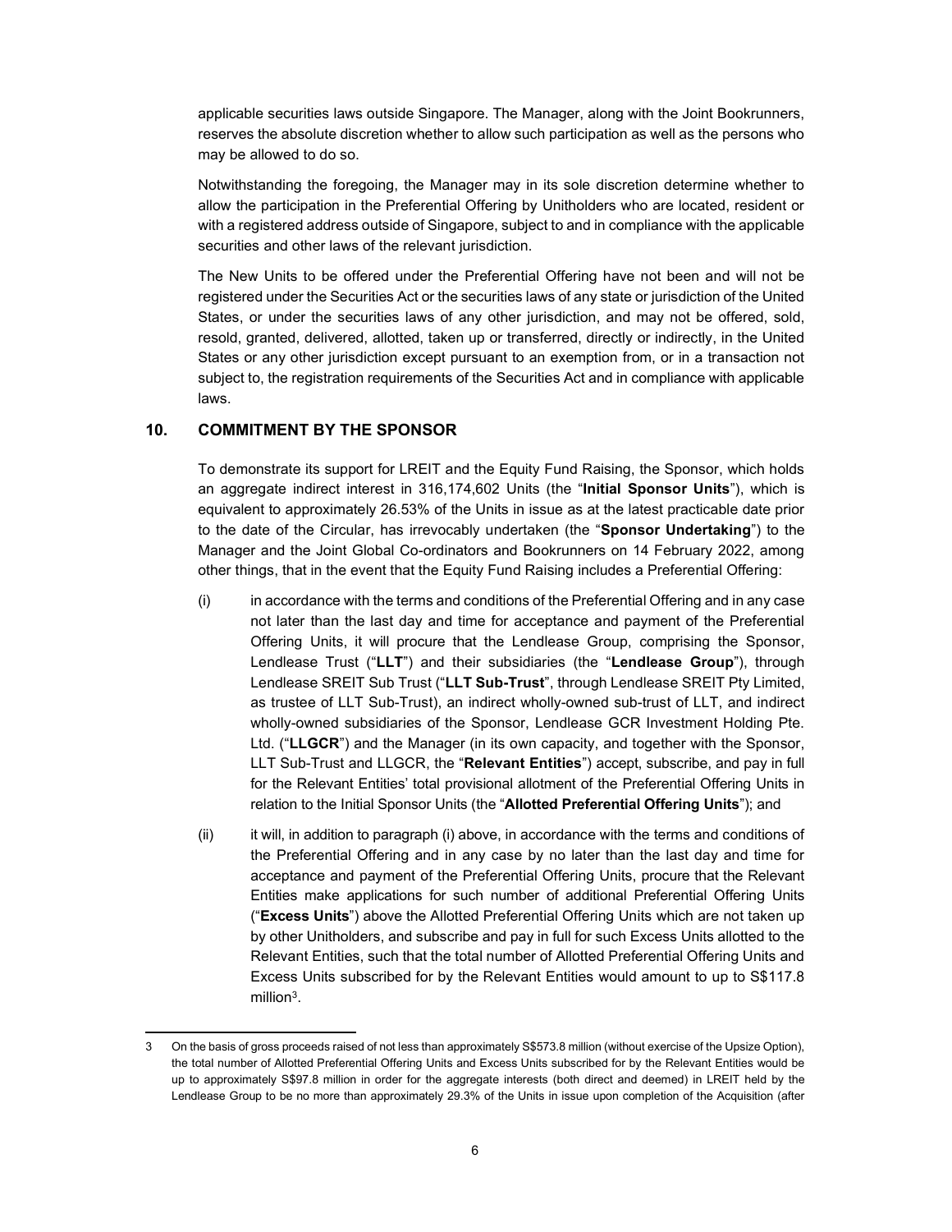applicable securities laws outside Singapore. The Manager, along with the Joint Bookrunners, reserves the absolute discretion whether to allow such participation as well as the persons who may be allowed to do so.

Notwithstanding the foregoing, the Manager may in its sole discretion determine whether to allow the participation in the Preferential Offering by Unitholders who are located, resident or with a registered address outside of Singapore, subject to and in compliance with the applicable securities and other laws of the relevant jurisdiction.

The New Units to be offered under the Preferential Offering have not been and will not be registered under the Securities Act or the securities laws of any state or jurisdiction of the United States, or under the securities laws of any other jurisdiction, and may not be offered, sold, resold, granted, delivered, allotted, taken up or transferred, directly or indirectly, in the United States or any other jurisdiction except pursuant to an exemption from, or in a transaction not subject to, the registration requirements of the Securities Act and in compliance with applicable laws.

## 10. COMMITMENT BY THE SPONSOR

To demonstrate its support for LREIT and the Equity Fund Raising, the Sponsor, which holds an aggregate indirect interest in 316,174,602 Units (the "**Initial Sponsor Units**"), which is equivalent to approximately 26.53% of the Units in issue as at the latest practicable date prior to the date of the Circular, has irrevocably undertaken (the "**Sponsor Undertaking**") to the Manager and the Joint Global Co-ordinators and Bookrunners on 14 February 2022, among other things, that in the event that the Equity Fund Raising includes a Preferential Offering:

(i) in accordance with the terms and conditions of the Preferential Offering and in any case not later than the last day and time for acceptance and payment of the Preferential Offering Units, it will procure that the Lendlease Group, comprising the Sponsor, Lendlease Trust ("**LLT**") and their subsidiaries (the "**Lendlease Group**"), through Lendlease SREIT Sub Trust ("**LLT Sub-Trust**", through Lendlease SREIT Pty Limited, as trustee of LLT Sub-Trust), an indirect wholly-owned sub-trust of LLT, and indirect wholly-owned subsidiaries of the Sponsor, Lendlease GCR Investment Holding Pte. Ltd. ("**LLGCR**") and the Manager (in its own capacity, and together with the Sponsor, LLT Sub-Trust and LLGCR, the "**Relevant Entities**") accept, subscribe, and pay in full for the Relevant Entities' total provisional allotment of the Preferential Offering Units in relation to the Initial Sponsor Units (the "**Allotted Preferential Offering Units**"); and

(ii) it will, in addition to paragraph (i) above, in accordance with the terms and conditions of the Preferential Offering and in any case by no later than the last day and time for acceptance and payment of the Preferential Offering Units, procure that the Relevant Entities make applications for such number of additional Preferential Offering Units ("**Excess Units**") above the Allotted Preferential Offering Units which are not taken up by other Unitholders, and subscribe and pay in full for such Excess Units allotted to the Relevant Entities, such that the total number of Allotted Preferential Offering Units and Excess Units subscribed for by the Relevant Entities would amount to up to S$117.8 million[3].

---

3 On the basis of gross proceeds raised of not less than approximately S$573.8 million (without exercise of the Upsize Option), the total number of Allotted Preferential Offering Units and Excess Units subscribed for by the Relevant Entities would be up to approximately S$97.8 million in order for the aggregate interests (both direct and deemed) in LREIT held by the Lendlease Group to be no more than approximately 29.3% of the Units in issue upon completion of the Acquisition (after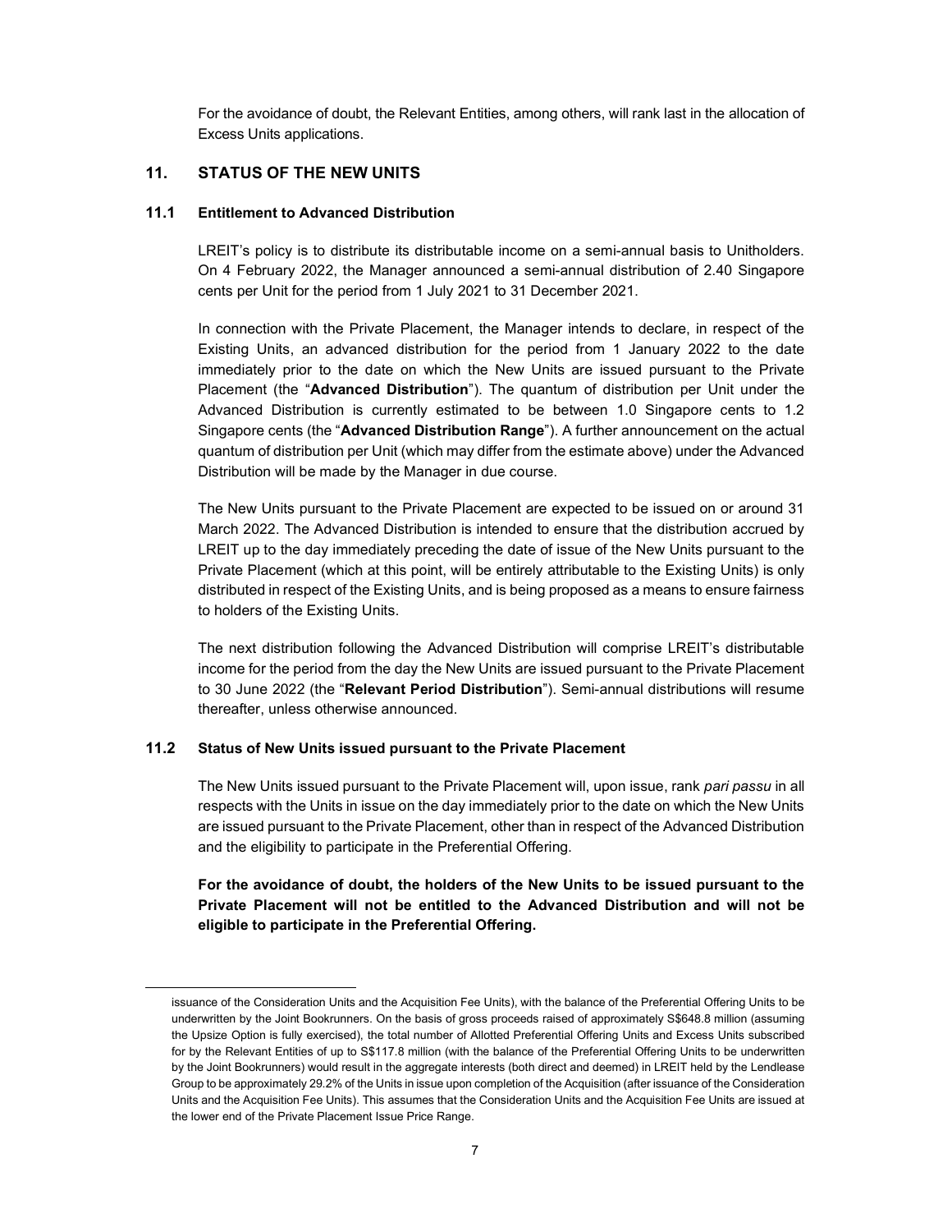For the avoidance of doubt, the Relevant Entities, among others, will rank last in the allocation of Excess Units applications.

## 11. STATUS OF THE NEW UNITS

### 11.1 Entitlement to Advanced Distribution

LREIT's policy is to distribute its distributable income on a semi-annual basis to Unitholders. On 4 February 2022, the Manager announced a semi-annual distribution of 2.40 Singapore cents per Unit for the period from 1 July 2021 to 31 December 2021.

In connection with the Private Placement, the Manager intends to declare, in respect of the Existing Units, an advanced distribution for the period from 1 January 2022 to the date immediately prior to the date on which the New Units are issued pursuant to the Private Placement (the "**Advanced Distribution**"). The quantum of distribution per Unit under the Advanced Distribution is currently estimated to be between 1.0 Singapore cents to 1.2 Singapore cents (the "**Advanced Distribution Range**"). A further announcement on the actual quantum of distribution per Unit (which may differ from the estimate above) under the Advanced Distribution will be made by the Manager in due course.

The New Units pursuant to the Private Placement are expected to be issued on or around 31 March 2022. The Advanced Distribution is intended to ensure that the distribution accrued by LREIT up to the day immediately preceding the date of issue of the New Units pursuant to the Private Placement (which at this point, will be entirely attributable to the Existing Units) is only distributed in respect of the Existing Units, and is being proposed as a means to ensure fairness to holders of the Existing Units.

The next distribution following the Advanced Distribution will comprise LREIT's distributable income for the period from the day the New Units are issued pursuant to the Private Placement to 30 June 2022 (the "**Relevant Period Distribution**"). Semi-annual distributions will resume thereafter, unless otherwise announced.

### 11.2 Status of New Units issued pursuant to the Private Placement

The New Units issued pursuant to the Private Placement will, upon issue, rank *pari passu* in all respects with the Units in issue on the day immediately prior to the date on which the New Units are issued pursuant to the Private Placement, other than in respect of the Advanced Distribution and the eligibility to participate in the Preferential Offering.

**For the avoidance of doubt, the holders of the New Units to be issued pursuant to the Private Placement will not be entitled to the Advanced Distribution and will not be eligible to participate in the Preferential Offering.**

---

issuance of the Consideration Units and the Acquisition Fee Units), with the balance of the Preferential Offering Units to be underwritten by the Joint Bookrunners. On the basis of gross proceeds raised of approximately S$648.8 million (assuming the Upsize Option is fully exercised), the total number of Allotted Preferential Offering Units and Excess Units subscribed for by the Relevant Entities of up to S$117.8 million (with the balance of the Preferential Offering Units to be underwritten by the Joint Bookrunners) would result in the aggregate interests (both direct and deemed) in LREIT held by the Lendlease Group to be approximately 29.2% of the Units in issue upon completion of the Acquisition (after issuance of the Consideration Units and the Acquisition Fee Units). This assumes that the Consideration Units and the Acquisition Fee Units are issued at the lower end of the Private Placement Issue Price Range.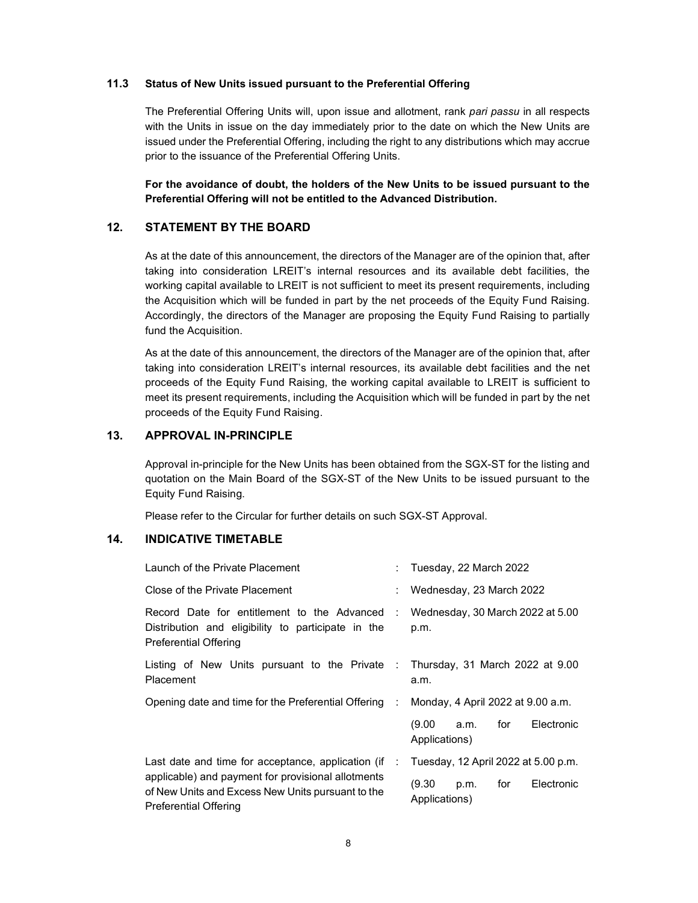### 11.3 Status of New Units issued pursuant to the Preferential Offering

The Preferential Offering Units will, upon issue and allotment, rank *pari passu* in all respects with the Units in issue on the day immediately prior to the date on which the New Units are issued under the Preferential Offering, including the right to any distributions which may accrue prior to the issuance of the Preferential Offering Units.

**For the avoidance of doubt, the holders of the New Units to be issued pursuant to the Preferential Offering will not be entitled to the Advanced Distribution.**

## 12. STATEMENT BY THE BOARD

As at the date of this announcement, the directors of the Manager are of the opinion that, after taking into consideration LREIT's internal resources and its available debt facilities, the working capital available to LREIT is not sufficient to meet its present requirements, including the Acquisition which will be funded in part by the net proceeds of the Equity Fund Raising. Accordingly, the directors of the Manager are proposing the Equity Fund Raising to partially fund the Acquisition.

As at the date of this announcement, the directors of the Manager are of the opinion that, after taking into consideration LREIT's internal resources, its available debt facilities and the net proceeds of the Equity Fund Raising, the working capital available to LREIT is sufficient to meet its present requirements, including the Acquisition which will be funded in part by the net proceeds of the Equity Fund Raising.

## 13. APPROVAL IN-PRINCIPLE

Approval in-principle for the New Units has been obtained from the SGX-ST for the listing and quotation on the Main Board of the SGX-ST of the New Units to be issued pursuant to the Equity Fund Raising.

Please refer to the Circular for further details on such SGX-ST Approval.

## 14. INDICATIVE TIMETABLE

| Event | | Date |
|---|---|---|
| Launch of the Private Placement | : | Tuesday, 22 March 2022 |
| Close of the Private Placement | : | Wednesday, 23 March 2022 |
| Record Date for entitlement to the Advanced Distribution and eligibility to participate in the Preferential Offering | : | Wednesday, 30 March 2022 at 5.00 p.m. |
| Listing of New Units pursuant to the Private Placement | : | Thursday, 31 March 2022 at 9.00 a.m. |
| Opening date and time for the Preferential Offering | : | Monday, 4 April 2022 at 9.00 a.m.<br>(9.00 a.m. for Electronic Applications) |
| Last date and time for acceptance, application (if applicable) and payment for provisional allotments of New Units and Excess New Units pursuant to the Preferential Offering | : | Tuesday, 12 April 2022 at 5.00 p.m.<br>(9.30 p.m. for Electronic Applications) |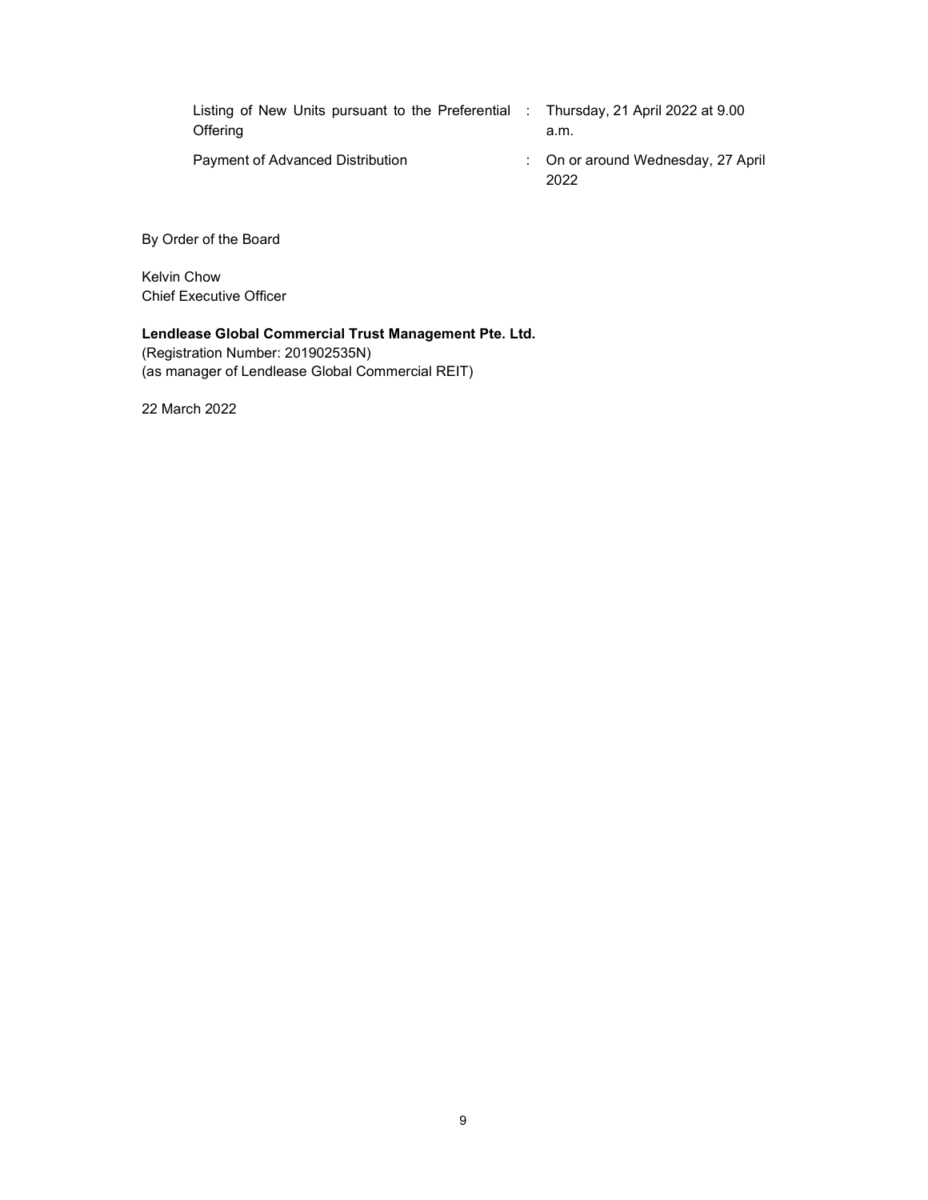| | | |
|---|---|---|
| Listing of New Units pursuant to the Preferential Offering | : | Thursday, 21 April 2022 at 9.00 a.m. |
| Payment of Advanced Distribution | : | On or around Wednesday, 27 April 2022 |

By Order of the Board

Kelvin Chow
Chief Executive Officer

**Lendlease Global Commercial Trust Management Pte. Ltd.**
(Registration Number: 201902535N)
(as manager of Lendlease Global Commercial REIT)

22 March 2022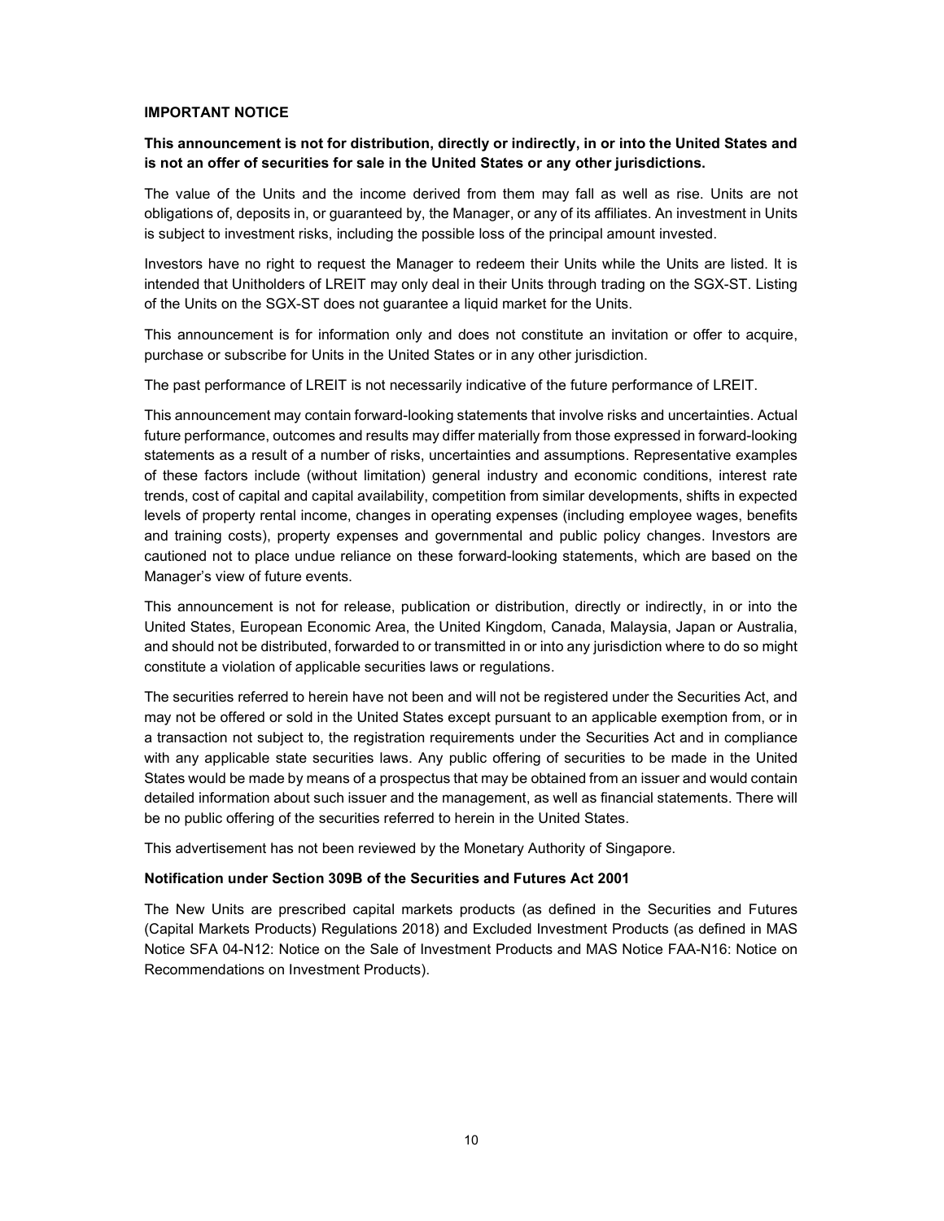**IMPORTANT NOTICE**

**This announcement is not for distribution, directly or indirectly, in or into the United States and is not an offer of securities for sale in the United States or any other jurisdictions.**

The value of the Units and the income derived from them may fall as well as rise. Units are not obligations of, deposits in, or guaranteed by, the Manager, or any of its affiliates. An investment in Units is subject to investment risks, including the possible loss of the principal amount invested.

Investors have no right to request the Manager to redeem their Units while the Units are listed. It is intended that Unitholders of LREIT may only deal in their Units through trading on the SGX-ST. Listing of the Units on the SGX-ST does not guarantee a liquid market for the Units.

This announcement is for information only and does not constitute an invitation or offer to acquire, purchase or subscribe for Units in the United States or in any other jurisdiction.

The past performance of LREIT is not necessarily indicative of the future performance of LREIT.

This announcement may contain forward-looking statements that involve risks and uncertainties. Actual future performance, outcomes and results may differ materially from those expressed in forward-looking statements as a result of a number of risks, uncertainties and assumptions. Representative examples of these factors include (without limitation) general industry and economic conditions, interest rate trends, cost of capital and capital availability, competition from similar developments, shifts in expected levels of property rental income, changes in operating expenses (including employee wages, benefits and training costs), property expenses and governmental and public policy changes. Investors are cautioned not to place undue reliance on these forward-looking statements, which are based on the Manager's view of future events.

This announcement is not for release, publication or distribution, directly or indirectly, in or into the United States, European Economic Area, the United Kingdom, Canada, Malaysia, Japan or Australia, and should not be distributed, forwarded to or transmitted in or into any jurisdiction where to do so might constitute a violation of applicable securities laws or regulations.

The securities referred to herein have not been and will not be registered under the Securities Act, and may not be offered or sold in the United States except pursuant to an applicable exemption from, or in a transaction not subject to, the registration requirements under the Securities Act and in compliance with any applicable state securities laws. Any public offering of securities to be made in the United States would be made by means of a prospectus that may be obtained from an issuer and would contain detailed information about such issuer and the management, as well as financial statements. There will be no public offering of the securities referred to herein in the United States.

This advertisement has not been reviewed by the Monetary Authority of Singapore.

**Notification under Section 309B of the Securities and Futures Act 2001**

The New Units are prescribed capital markets products (as defined in the Securities and Futures (Capital Markets Products) Regulations 2018) and Excluded Investment Products (as defined in MAS Notice SFA 04-N12: Notice on the Sale of Investment Products and MAS Notice FAA-N16: Notice on Recommendations on Investment Products).